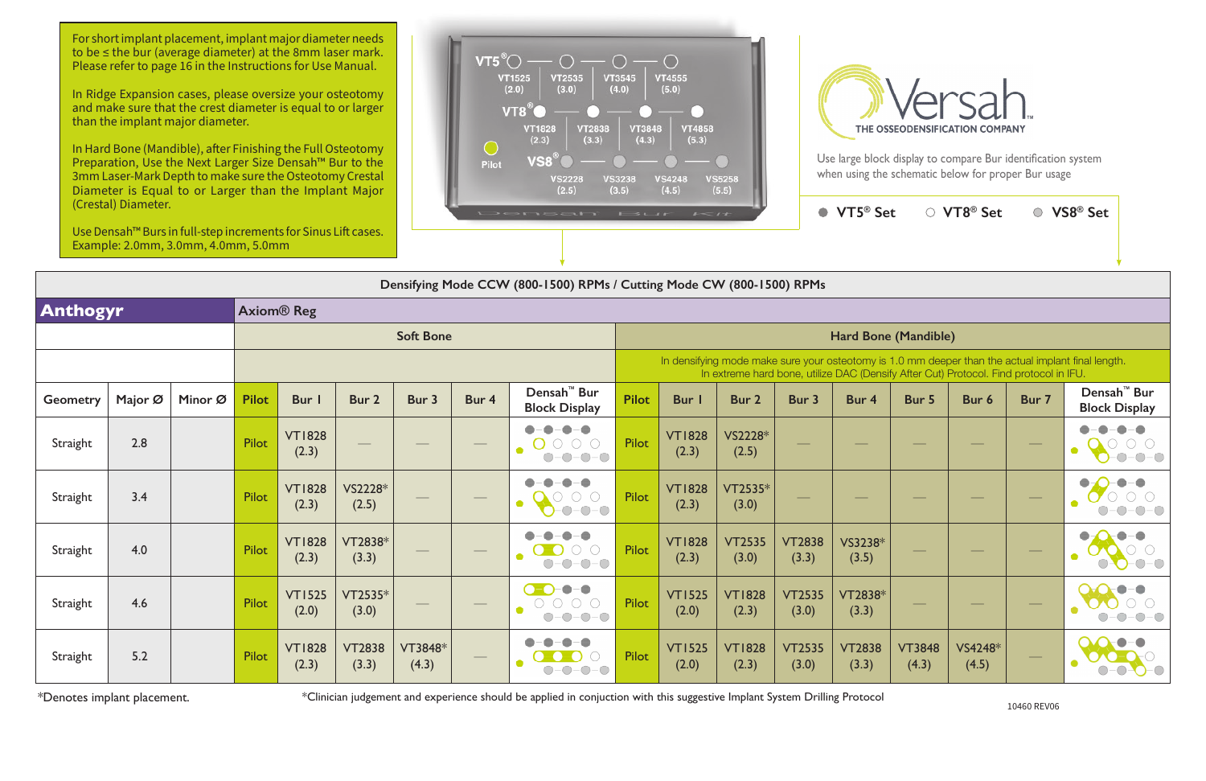For short implant placement, implant major diameter needs to be ≤ the bur (average diameter) at the 8mm laser mark. Please refer to page 16 in the Instructions for Use Manual.

In Ridge Expansion cases, please oversize your osteotomy and make sure that the crest diameter is equal to or larger than the implant major diameter.

In Hard Bone (Mandible), after Finishing the Full Osteotomy Preparation, Use the Next Larger Size Densah™ Bur to the 3mm Laser-Mark Depth to make sure the Osteotomy Crestal Diameter is Equal to or Larger than the Implant Major (Crestal) Diameter.

Use Densah™ Burs in full-step increments for Sinus Lift cases. Example: 2.0mm, 3.0mm, 4.0mm, 5.0mm

VT5® — VT1525 (2.0), VT2535 (3.0), VT3545 (4.0), VT4555 (5.0)

VT8® — VT1828 (2.3), VT2838 (3.3), VT3848 (4.3), VT4858 (5.3)

Pilot

VS8® — VS2228 (2.5), VS3238 (3.5), VS4248 (4.5), VS5258 (5.5)

Densah Bur Kit

**Versah** THE OSSEODENSIFICATION COMPANY™

Use large block display to compare Bur identification system when using the schematic below for proper Bur usage

● VT5® Set ○ VT8® Set ◌ VS8® Set

**Densifying Mode CCW (800-1500) RPMs / Cutting Mode CW (800-1500) RPMs**

| **Anthogyr** | | | Axiom® Reg | | | | | | | | | | | | | | | |
|---|---|---|---|---|---|---|---|---|---|---|---|---|---|---|---|---|---|---|
| | | | Soft Bone | | | | | | Hard Bone (Mandible) | | | | | | | | | |
| | | | | | | | | | In densifying mode make sure your osteotomy is 1.0 mm deeper than the actual implant final length. In extreme hard bone, utilize DAC (Densify After Cut) Protocol. Find protocol in IFU. | | | | | | | | | |
| Geometry | Major Ø | Minor Ø | Pilot | Bur 1 | Bur 2 | Bur 3 | Bur 4 | Densah™ Bur Block Display | Pilot | Bur 1 | Bur 2 | Bur 3 | Bur 4 | Bur 5 | Bur 6 | Bur 7 | Densah™ Bur Block Display |
| Straight | 2.8 | | Pilot | VT1828 (2.3) | — | — | — | | Pilot | VT1828 (2.3) | VS2228* (2.5) | — | — | — | — | — | |
| Straight | 3.4 | | Pilot | VT1828 (2.3) | VS2228* (2.5) | — | — | | Pilot | VT1828 (2.3) | VT2535* (3.0) | — | — | — | — | — | |
| Straight | 4.0 | | Pilot | VT1828 (2.3) | VT2838* (3.3) | — | — | | Pilot | VT1828 (2.3) | VT2535 (3.0) | VT2838 (3.3) | VS3238* (3.5) | — | — | — | |
| Straight | 4.6 | | Pilot | VT1525 (2.0) | VT2535* (3.0) | — | — | | Pilot | VT1525 (2.0) | VT1828 (2.3) | VT2535 (3.0) | VT2838* (3.3) | — | — | — | |
| Straight | 5.2 | | Pilot | VT1828 (2.3) | VT2838 (3.3) | VT3848* (4.3) | — | | Pilot | VT1525 (2.0) | VT1828 (2.3) | VT2535 (3.0) | VT2838 (3.3) | VT3848 (4.3) | VS4248* (4.5) | — | |

*Denotes implant placement.

*Clinician judgement and experience should be applied in conjuction with this suggestive Implant System Drilling Protocol

10460 REV06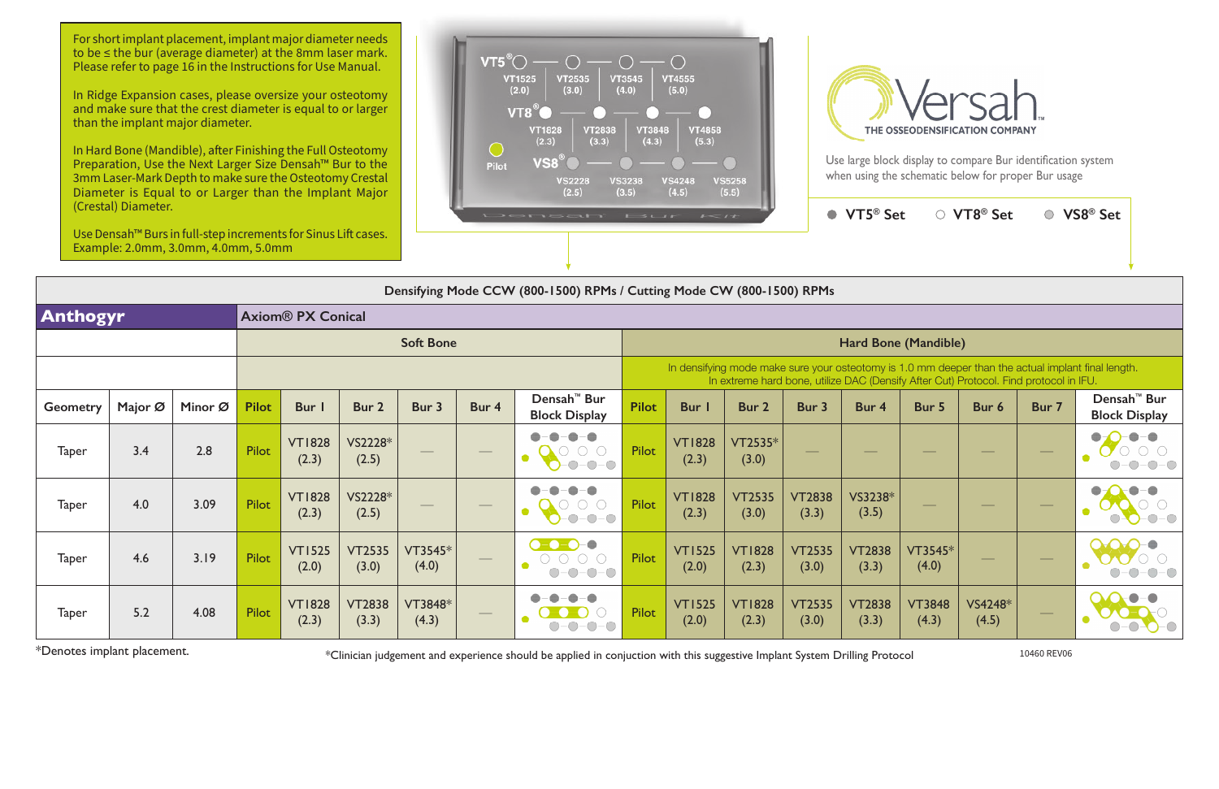For short implant placement, implant major diameter needs to be ≤ the bur (average diameter) at the 8mm laser mark. Please refer to page 16 in the Instructions for Use Manual.

In Ridge Expansion cases, please oversize your osteotomy and make sure that the crest diameter is equal to or larger than the implant major diameter.

In Hard Bone (Mandible), after Finishing the Full Osteotomy Preparation, Use the Next Larger Size Densah™ Bur to the 3mm Laser-Mark Depth to make sure the Osteotomy Crestal Diameter is Equal to or Larger than the Implant Major (Crestal) Diameter.

Use Densah™ Burs in full-step increments for Sinus Lift cases. Example: 2.0mm, 3.0mm, 4.0mm, 5.0mm

VT5® VT1525 (2.0) VT2535 (3.0) VT3545 (4.0) VT4555 (5.0)
VT8® VT1828 (2.3) VT2838 (3.3) VT3848 (4.3) VT4858 (5.3)
Pilot VS8® VS2228 (2.5) VS3238 (3.5) VS4248 (4.5) VS5258 (5.5)
Densah Bur Kit

Versah THE OSSEODENSIFICATION COMPANY™

Use large block display to compare Bur identification system when using the schematic below for proper Bur usage

● VT5® Set ○ VT8® Set ◎ VS8® Set

**Densifying Mode CCW (800-1500) RPMs / Cutting Mode CW (800-1500) RPMs**

| **Anthogyr** | | | **Axiom® PX Conical** | | | | | | | | | | | | | | |
|---|---|---|---|---|---|---|---|---|---|---|---|---|---|---|---|---|---|
| | | | Soft Bone | | | | | | Hard Bone (Mandible) | | | | | | | | |
| | | | | | | | | | In densifying mode make sure your osteotomy is 1.0 mm deeper than the actual implant final length. In extreme hard bone, utilize DAC (Densify After Cut) Protocol. Find protocol in IFU. | | | | | | | | |
| Geometry | Major Ø | Minor Ø | Pilot | Bur 1 | Bur 2 | Bur 3 | Bur 4 | Densah™ Bur Block Display | Pilot | Bur 1 | Bur 2 | Bur 3 | Bur 4 | Bur 5 | Bur 6 | Bur 7 | Densah™ Bur Block Display |
| Taper | 3.4 | 2.8 | Pilot | VT1828 (2.3) | VS2228* (2.5) | — | — | | Pilot | VT1828 (2.3) | VT2535* (3.0) | — | — | — | — | — | |
| Taper | 4.0 | 3.09 | Pilot | VT1828 (2.3) | VS2228* (2.5) | — | — | | Pilot | VT1828 (2.3) | VT2535 (3.0) | VT2838 (3.3) | VS3238* (3.5) | — | — | — | |
| Taper | 4.6 | 3.19 | Pilot | VT1525 (2.0) | VT2535 (3.0) | VT3545* (4.0) | — | | Pilot | VT1525 (2.0) | VT1828 (2.3) | VT2535 (3.0) | VT2838 (3.3) | VT3545* (4.0) | — | — | |
| Taper | 5.2 | 4.08 | Pilot | VT1828 (2.3) | VT2838 (3.3) | VT3848* (4.3) | — | | Pilot | VT1525 (2.0) | VT1828 (2.3) | VT2535 (3.0) | VT2838 (3.3) | VT3848 (4.3) | VS4248* (4.5) | — | |

*Denotes implant placement.

*Clinician judgement and experience should be applied in conjuction with this suggestive Implant System Drilling Protocol

10460 REV06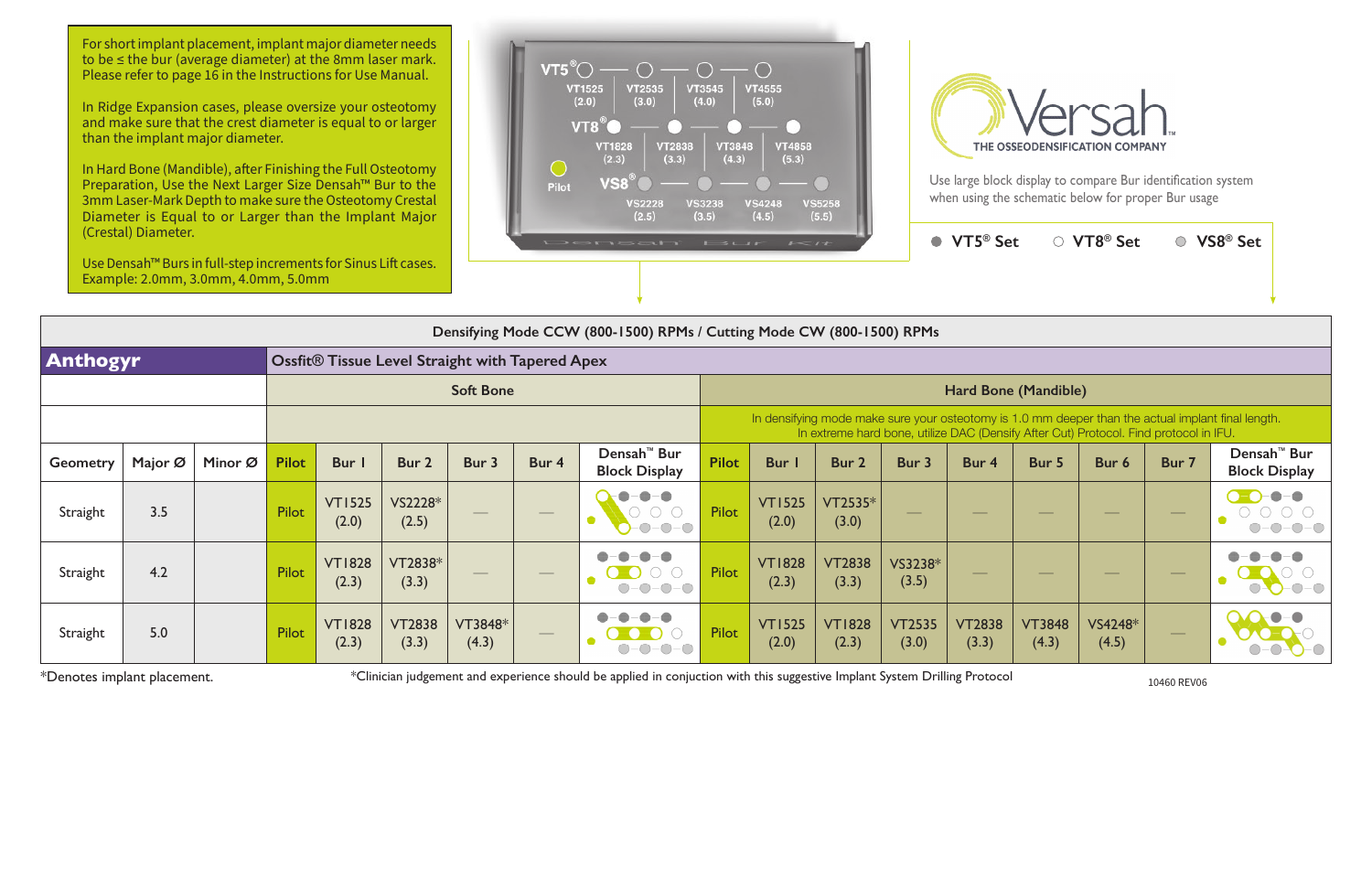For short implant placement, implant major diameter needs to be ≤ the bur (average diameter) at the 8mm laser mark. Please refer to page 16 in the Instructions for Use Manual.

In Ridge Expansion cases, please oversize your osteotomy and make sure that the crest diameter is equal to or larger than the implant major diameter.

In Hard Bone (Mandible), after Finishing the Full Osteotomy Preparation, Use the Next Larger Size Densah™ Bur to the 3mm Laser-Mark Depth to make sure the Osteotomy Crestal Diameter is Equal to or Larger than the Implant Major (Crestal) Diameter.

Use Densah™ Burs in full-step increments for Sinus Lift cases. Example: 2.0mm, 3.0mm, 4.0mm, 5.0mm

VT5® — VT1525 (2.0), VT2535 (3.0), VT3545 (4.0), VT4555 (5.0)
VT8® — VT1828 (2.3), VT2838 (3.3), VT3848 (4.3), VT4858 (5.3)
Pilot
VS8® — VS2228 (2.5), VS3238 (3.5), VS4248 (4.5), VS5258 (5.5)

Densah Bur Kit

Versah — THE OSSEODENSIFICATION COMPANY™

Use large block display to compare Bur identification system when using the schematic below for proper Bur usage

● VT5® Set ○ VT8® Set ◎ VS8® Set

| Densifying Mode CCW (800-1500) RPMs / Cutting Mode CW (800-1500) RPMs | | | | | | | | | | | | | | | | | | |
|---|---|---|---|---|---|---|---|---|---|---|---|---|---|---|---|---|---|---|
| **Anthogyr** | | | Ossfit® Tissue Level Straight with Tapered Apex | | | | | | | | | | | | | | | |
| | | | Soft Bone | | | | | | Hard Bone (Mandible) | | | | | | | | | |
| | | | | | | | | | In densifying mode make sure your osteotomy is 1.0 mm deeper than the actual implant final length. In extreme hard bone, utilize DAC (Densify After Cut) Protocol. Find protocol in IFU. | | | | | | | | | |
| Geometry | Major Ø | Minor Ø | Pilot | Bur 1 | Bur 2 | Bur 3 | Bur 4 | Densah™ Bur Block Display | Pilot | Bur 1 | Bur 2 | Bur 3 | Bur 4 | Bur 5 | Bur 6 | Bur 7 | Densah™ Bur Block Display |
| Straight | 3.5 | | Pilot | VT1525 (2.0) | VS2228* (2.5) | — | — | | Pilot | VT1525 (2.0) | VT2535* (3.0) | — | — | — | — | — | |
| Straight | 4.2 | | Pilot | VT1828 (2.3) | VT2838* (3.3) | — | — | | Pilot | VT1828 (2.3) | VT2838 (3.3) | VS3238* (3.5) | — | — | — | — | |
| Straight | 5.0 | | Pilot | VT1828 (2.3) | VT2838 (3.3) | VT3848* (4.3) | — | | Pilot | VT1525 (2.0) | VT1828 (2.3) | VT2535 (3.0) | VT2838 (3.3) | VT3848 (4.3) | VS4248* (4.5) | — | |

*Denotes implant placement.

*Clinician judgement and experience should be applied in conjuction with this suggestive Implant System Drilling Protocol

10460 REV06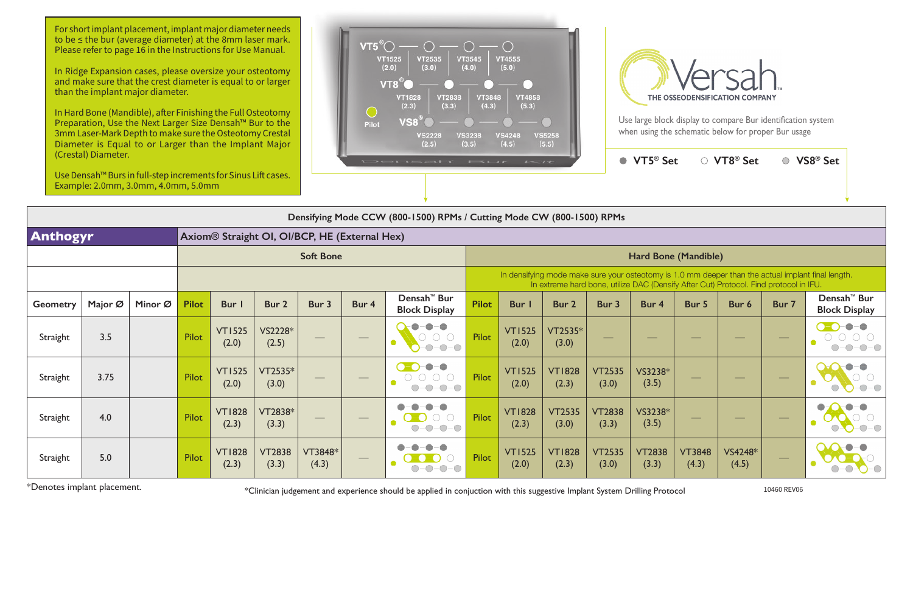For short implant placement, implant major diameter needs to be ≤ the bur (average diameter) at the 8mm laser mark. Please refer to page 16 in the Instructions for Use Manual.

In Ridge Expansion cases, please oversize your osteotomy and make sure that the crest diameter is equal to or larger than the implant major diameter.

In Hard Bone (Mandible), after Finishing the Full Osteotomy Preparation, Use the Next Larger Size Densah™ Bur to the 3mm Laser-Mark Depth to make sure the Osteotomy Crestal Diameter is Equal to or Larger than the Implant Major (Crestal) Diameter.

Use Densah™ Burs in full-step increments for Sinus Lift cases. Example: 2.0mm, 3.0mm, 4.0mm, 5.0mm

VT5® — VT1525 (2.0), VT2535 (3.0), VT3545 (4.0), VT4555 (5.0)

VT8® — VT1828 (2.3), VT2838 (3.3), VT3848 (4.3), VT4858 (5.3)

Pilot

VS8® — VS2228 (2.5), VS3238 (3.5), VS4248 (4.5), VS5258 (5.5)

Densah Bur Kit

# Versah

THE OSSEODENSIFICATION COMPANY™

Use large block display to compare Bur identification system when using the schematic below for proper Bur usage

● VT5® Set ○ VT8® Set ◎ VS8® Set

| Densifying Mode CCW (800-1500) RPMs / Cutting Mode CW (800-1500) RPMs | | | | | | | | | | | | | | | | | | | |
|---|---|---|---|---|---|---|---|---|---|---|---|---|---|---|---|---|---|---|---|
| **Anthogyr** | | | Axiom® Straight OI, OI/BCP, HE (External Hex) | | | | | | | | | | | | | | | | |
| | | | Soft Bone | | | | | | Hard Bone (Mandible) | | | | | | | | | | |
| | | | | | | | | | In densifying mode make sure your osteotomy is 1.0 mm deeper than the actual implant final length. In extreme hard bone, utilize DAC (Densify After Cut) Protocol. Find protocol in IFU. | | | | | | | | | | |
| Geometry | Major Ø | Minor Ø | Pilot | Bur 1 | Bur 2 | Bur 3 | Bur 4 | Densah™ Bur Block Display | Pilot | Bur 1 | Bur 2 | Bur 3 | Bur 4 | Bur 5 | Bur 6 | Bur 7 | Densah™ Bur Block Display | | |
| Straight | 3.5 | | Pilot | VT1525 (2.0) | VS2228* (2.5) | — | — | | Pilot | VT1525 (2.0) | VT2535* (3.0) | — | — | — | — | — | | | |
| Straight | 3.75 | | Pilot | VT1525 (2.0) | VT2535* (3.0) | — | — | | Pilot | VT1525 (2.0) | VT1828 (2.3) | VT2535 (3.0) | VS3238* (3.5) | — | — | — | | | |
| Straight | 4.0 | | Pilot | VT1828 (2.3) | VT2838* (3.3) | — | — | | Pilot | VT1828 (2.3) | VT2535 (3.0) | VT2838 (3.3) | VS3238* (3.5) | — | — | — | | | |
| Straight | 5.0 | | Pilot | VT1828 (2.3) | VT2838 (3.3) | VT3848* (4.3) | — | | Pilot | VT1525 (2.0) | VT1828 (2.3) | VT2535 (3.0) | VT2838 (3.3) | VT3848 (4.3) | VS4248* (4.5) | — | | | |

*Denotes implant placement.

*Clinician judgement and experience should be applied in conjuction with this suggestive Implant System Drilling Protocol

10460 REV06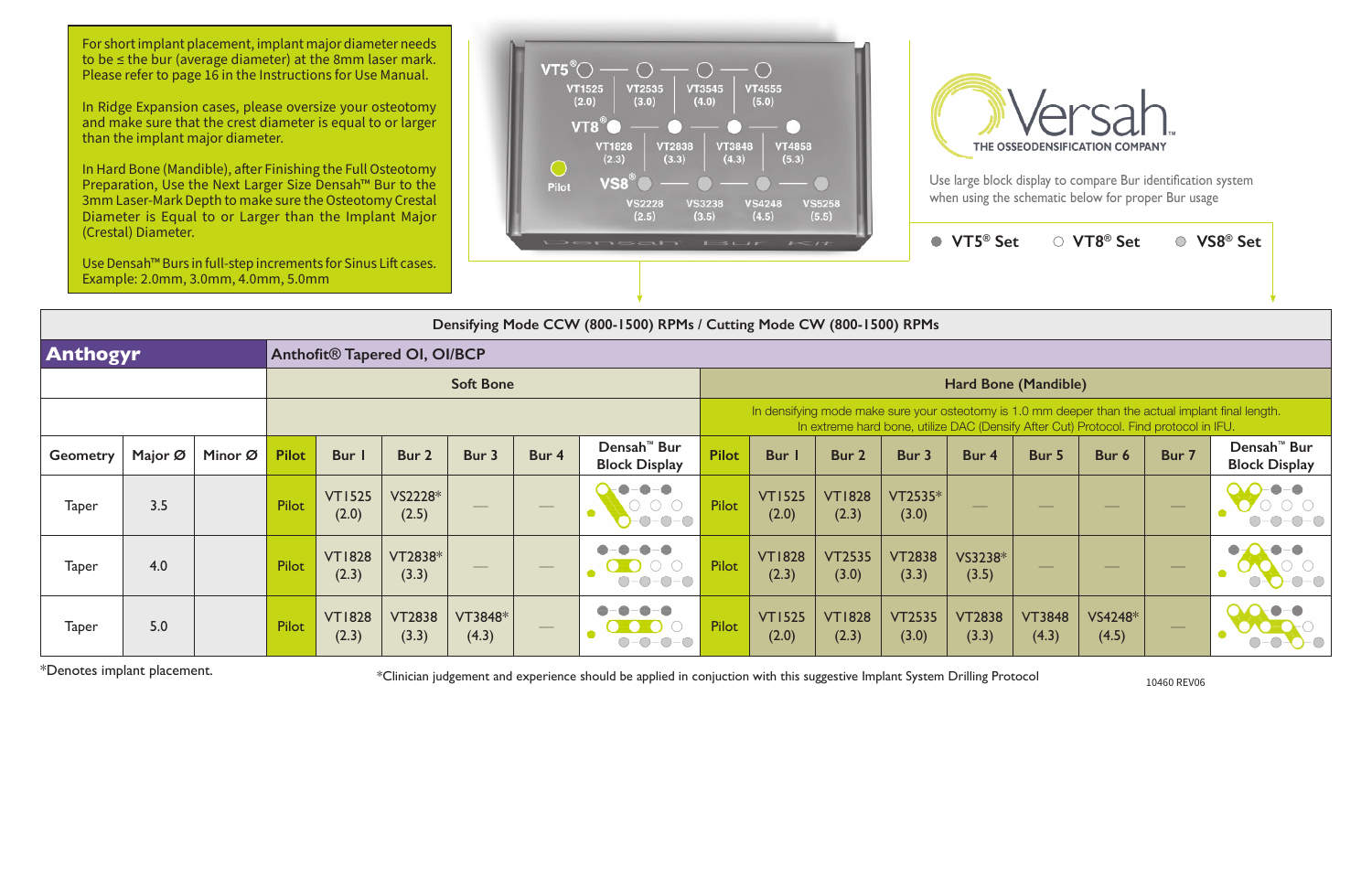For short implant placement, implant major diameter needs to be ≤ the bur (average diameter) at the 8mm laser mark. Please refer to page 16 in the Instructions for Use Manual.

In Ridge Expansion cases, please oversize your osteotomy and make sure that the crest diameter is equal to or larger than the implant major diameter.

In Hard Bone (Mandible), after Finishing the Full Osteotomy Preparation, Use the Next Larger Size Densah™ Bur to the 3mm Laser-Mark Depth to make sure the Osteotomy Crestal Diameter is Equal to or Larger than the Implant Major (Crestal) Diameter.

Use Densah™ Burs in full-step increments for Sinus Lift cases. Example: 2.0mm, 3.0mm, 4.0mm, 5.0mm

VT5® — VT1525 (2.0), VT2535 (3.0), VT3545 (4.0), VT4555 (5.0)

VT8® — VT1828 (2.3), VT2838 (3.3), VT3848 (4.3), VT4858 (5.3)

Pilot

VS8® — VS2228 (2.5), VS3238 (3.5), VS4248 (4.5), VS5258 (5.5)

Densah Bur Kit

Versah™ THE OSSEODENSIFICATION COMPANY

Use large block display to compare Bur identification system when using the schematic below for proper Bur usage

● VT5® Set ○ VT8® Set ○ VS8® Set

| Densifying Mode CCW (800-1500) RPMs / Cutting Mode CW (800-1500) RPMs | | | | | | | | | | | | | | | | | | | |
|---|---|---|---|---|---|---|---|---|---|---|---|---|---|---|---|---|---|---|---|
| **Anthogyr** | | | Anthofit® Tapered OI, OI/BCP | | | | | | | | | | | | | | | | |
| | | | Soft Bone | | | | | | Hard Bone (Mandible) | | | | | | | | | | |
| | | | | | | | | | In densifying mode make sure your osteotomy is 1.0 mm deeper than the actual implant final length. In extreme hard bone, utilize DAC (Densify After Cut) Protocol. Find protocol in IFU. | | | | | | | | | | |
| Geometry | Major Ø | Minor Ø | Pilot | Bur 1 | Bur 2 | Bur 3 | Bur 4 | Densah™ Bur Block Display | Pilot | Bur 1 | Bur 2 | Bur 3 | Bur 4 | Bur 5 | Bur 6 | Bur 7 | Densah™ Bur Block Display |
| Taper | 3.5 | | Pilot | VT1525 (2.0) | VS2228* (2.5) | — | — | | Pilot | VT1525 (2.0) | VT1828 (2.3) | VT2535* (3.0) | — | — | — | — | |
| Taper | 4.0 | | Pilot | VT1828 (2.3) | VT2838* (3.3) | — | — | | Pilot | VT1828 (2.3) | VT2535 (3.0) | VT2838 (3.3) | VS3238* (3.5) | — | — | — | |
| Taper | 5.0 | | Pilot | VT1828 (2.3) | VT2838 (3.3) | VT3848* (4.3) | — | | Pilot | VT1525 (2.0) | VT1828 (2.3) | VT2535 (3.0) | VT2838 (3.3) | VT3848 (4.3) | VS4248* (4.5) | — | |

*Denotes implant placement.

*Clinician judgement and experience should be applied in conjuction with this suggestive Implant System Drilling Protocol

10460 REV06